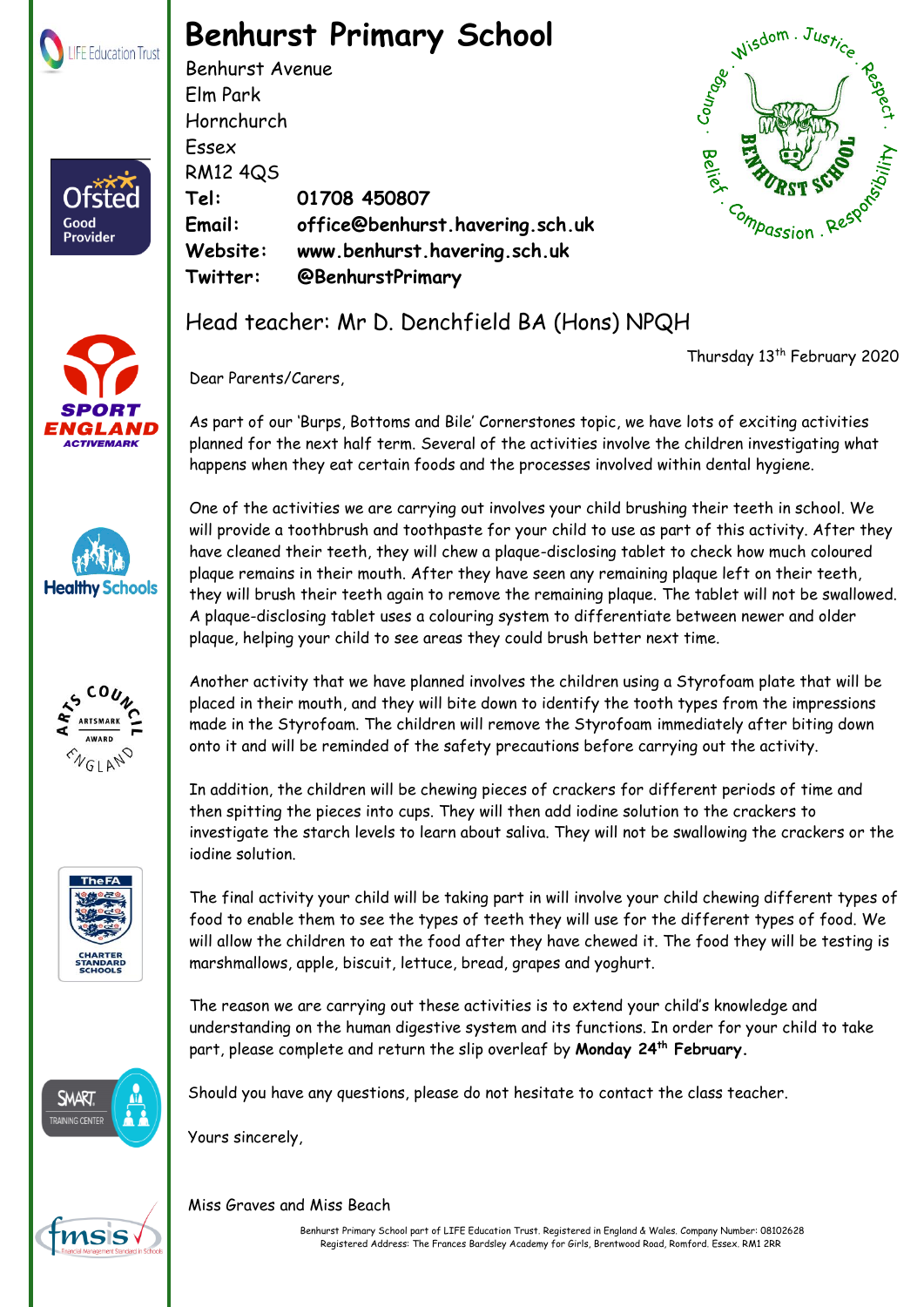# Benhurst Primary School

Benhurst Avenue
Elm Park
Hornchurch
Essex
RM12 4QS

**Tel:** **01708 450807**
**Email:** **office@benhurst.havering.sch.uk**
**Website:** **www.benhurst.havering.sch.uk**
**Twitter:** **@BenhurstPrimary**

## Head teacher: Mr D. Denchfield BA (Hons) NPQH

Thursday 13th February 2020

Dear Parents/Carers,

As part of our 'Burps, Bottoms and Bile' Cornerstones topic, we have lots of exciting activities planned for the next half term. Several of the activities involve the children investigating what happens when they eat certain foods and the processes involved within dental hygiene.

One of the activities we are carrying out involves your child brushing their teeth in school. We will provide a toothbrush and toothpaste for your child to use as part of this activity. After they have cleaned their teeth, they will chew a plaque-disclosing tablet to check how much coloured plaque remains in their mouth. After they have seen any remaining plaque left on their teeth, they will brush their teeth again to remove the remaining plaque. The tablet will not be swallowed. A plaque-disclosing tablet uses a colouring system to differentiate between newer and older plaque, helping your child to see areas they could brush better next time.

Another activity that we have planned involves the children using a Styrofoam plate that will be placed in their mouth, and they will bite down to identify the tooth types from the impressions made in the Styrofoam. The children will remove the Styrofoam immediately after biting down onto it and will be reminded of the safety precautions before carrying out the activity.

In addition, the children will be chewing pieces of crackers for different periods of time and then spitting the pieces into cups. They will then add iodine solution to the crackers to investigate the starch levels to learn about saliva. They will not be swallowing the crackers or the iodine solution.

The final activity your child will be taking part in will involve your child chewing different types of food to enable them to see the types of teeth they will use for the different types of food. We will allow the children to eat the food after they have chewed it. The food they will be testing is marshmallows, apple, biscuit, lettuce, bread, grapes and yoghurt.

The reason we are carrying out these activities is to extend your child's knowledge and understanding on the human digestive system and its functions. In order for your child to take part, please complete and return the slip overleaf by **Monday 24th February.**

Should you have any questions, please do not hesitate to contact the class teacher.

Yours sincerely,

Miss Graves and Miss Beach

Benhurst Primary School part of LIFE Education Trust. Registered in England & Wales. Company Number: 08102628
Registered Address: The Frances Bardsley Academy for Girls, Brentwood Road, Romford. Essex. RM1 2RR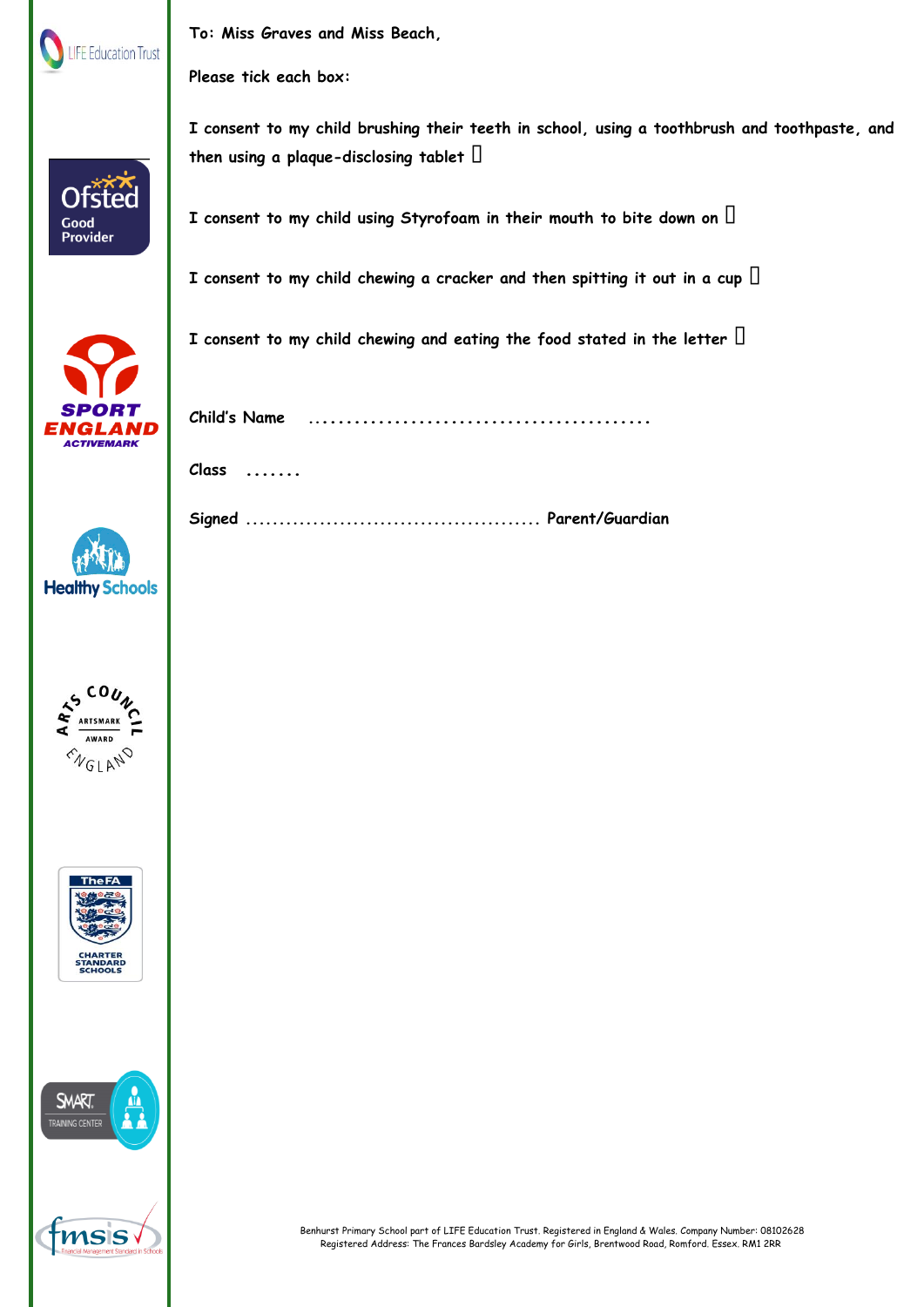To: Miss Graves and Miss Beach,

Please tick each box:

I consent to my child brushing their teeth in school, using a toothbrush and toothpaste, and then using a plaque-disclosing tablet ☐

I consent to my child using Styrofoam in their mouth to bite down on ☐

I consent to my child chewing a cracker and then spitting it out in a cup ☐

I consent to my child chewing and eating the food stated in the letter ☐

Child's Name ..........................................

Class .......

Signed .......................................... Parent/Guardian

Benhurst Primary School part of LIFE Education Trust. Registered in England & Wales. Company Number: 08102628
Registered Address: The Frances Bardsley Academy for Girls, Brentwood Road, Romford. Essex. RM1 2RR